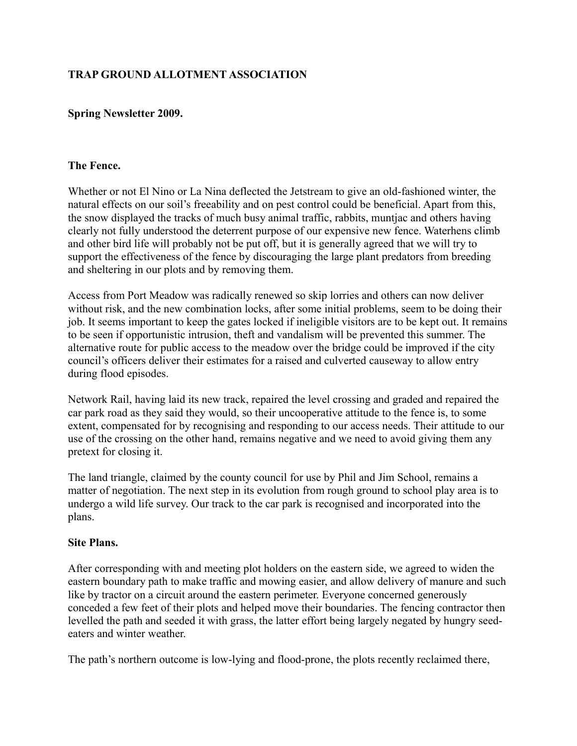**TRAP GROUND ALLOTMENT ASSOCIATION**

**Spring Newsletter 2009.**

**The Fence.**

Whether or not El Nino or La Nina deflected the Jetstream to give an old-fashioned winter, the natural effects on our soil's freeability and on pest control could be beneficial. Apart from this, the snow displayed the tracks of much busy animal traffic, rabbits, muntjac and others having clearly not fully understood the deterrent purpose of our expensive new fence. Waterhens climb and other bird life will probably not be put off, but it is generally agreed that we will try to support the effectiveness of the fence by discouraging the large plant predators from breeding and sheltering in our plots and by removing them.

Access from Port Meadow was radically renewed so skip lorries and others can now deliver without risk, and the new combination locks, after some initial problems, seem to be doing their job. It seems important to keep the gates locked if ineligible visitors are to be kept out. It remains to be seen if opportunistic intrusion, theft and vandalism will be prevented this summer. The alternative route for public access to the meadow over the bridge could be improved if the city council's officers deliver their estimates for a raised and culverted causeway to allow entry during flood episodes.

Network Rail, having laid its new track, repaired the level crossing and graded and repaired the car park road as they said they would, so their uncooperative attitude to the fence is, to some extent, compensated for by recognising and responding to our access needs. Their attitude to our use of the crossing on the other hand, remains negative and we need to avoid giving them any pretext for closing it.

The land triangle, claimed by the county council for use by Phil and Jim School, remains a matter of negotiation. The next step in its evolution from rough ground to school play area is to undergo a wild life survey. Our track to the car park is recognised and incorporated into the plans.

**Site Plans.**

After corresponding with and meeting plot holders on the eastern side, we agreed to widen the eastern boundary path to make traffic and mowing easier, and allow delivery of manure and such like by tractor on a circuit around the eastern perimeter. Everyone concerned generously conceded a few feet of their plots and helped move their boundaries. The fencing contractor then levelled the path and seeded it with grass, the latter effort being largely negated by hungry seed-eaters and winter weather.

The path's northern outcome is low-lying and flood-prone, the plots recently reclaimed there,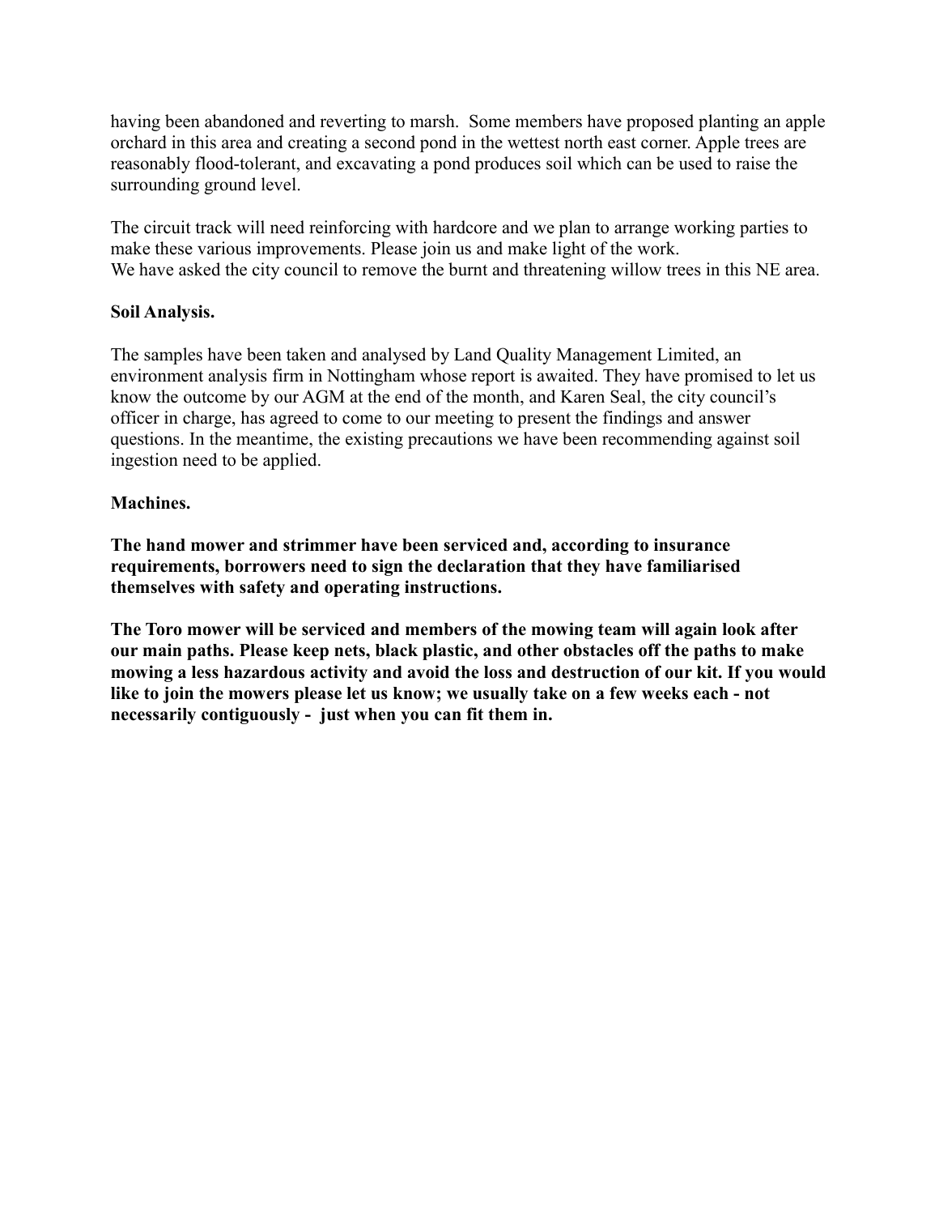having been abandoned and reverting to marsh. Some members have proposed planting an apple orchard in this area and creating a second pond in the wettest north east corner. Apple trees are reasonably flood-tolerant, and excavating a pond produces soil which can be used to raise the surrounding ground level.

The circuit track will need reinforcing with hardcore and we plan to arrange working parties to make these various improvements. Please join us and make light of the work.
We have asked the city council to remove the burnt and threatening willow trees in this NE area.

**Soil Analysis.**

The samples have been taken and analysed by Land Quality Management Limited, an environment analysis firm in Nottingham whose report is awaited. They have promised to let us know the outcome by our AGM at the end of the month, and Karen Seal, the city council's officer in charge, has agreed to come to our meeting to present the findings and answer questions. In the meantime, the existing precautions we have been recommending against soil ingestion need to be applied.

**Machines.**

**The hand mower and strimmer have been serviced and, according to insurance requirements, borrowers need to sign the declaration that they have familiarised themselves with safety and operating instructions.**

**The Toro mower will be serviced and members of the mowing team will again look after our main paths. Please keep nets, black plastic, and other obstacles off the paths to make mowing a less hazardous activity and avoid the loss and destruction of our kit. If you would like to join the mowers please let us know; we usually take on a few weeks each - not necessarily contiguously - just when you can fit them in.**